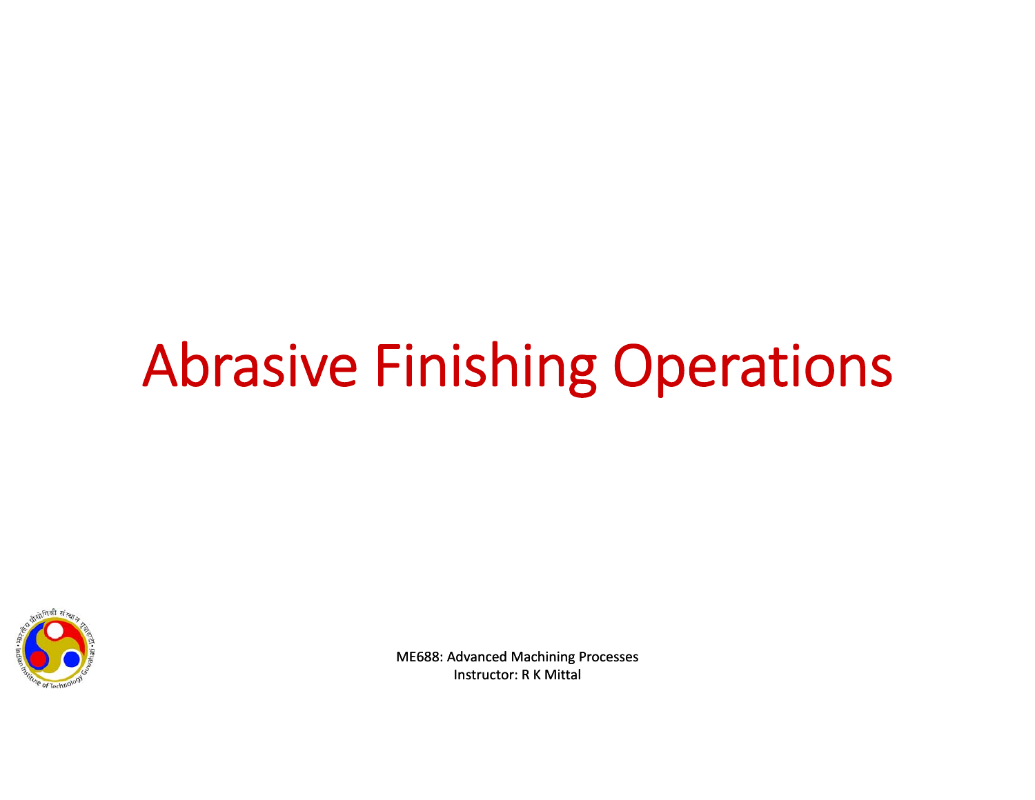# Abrasive Finishing Operations

ME688: Advanced Machining Processes
Instructor: R K Mittal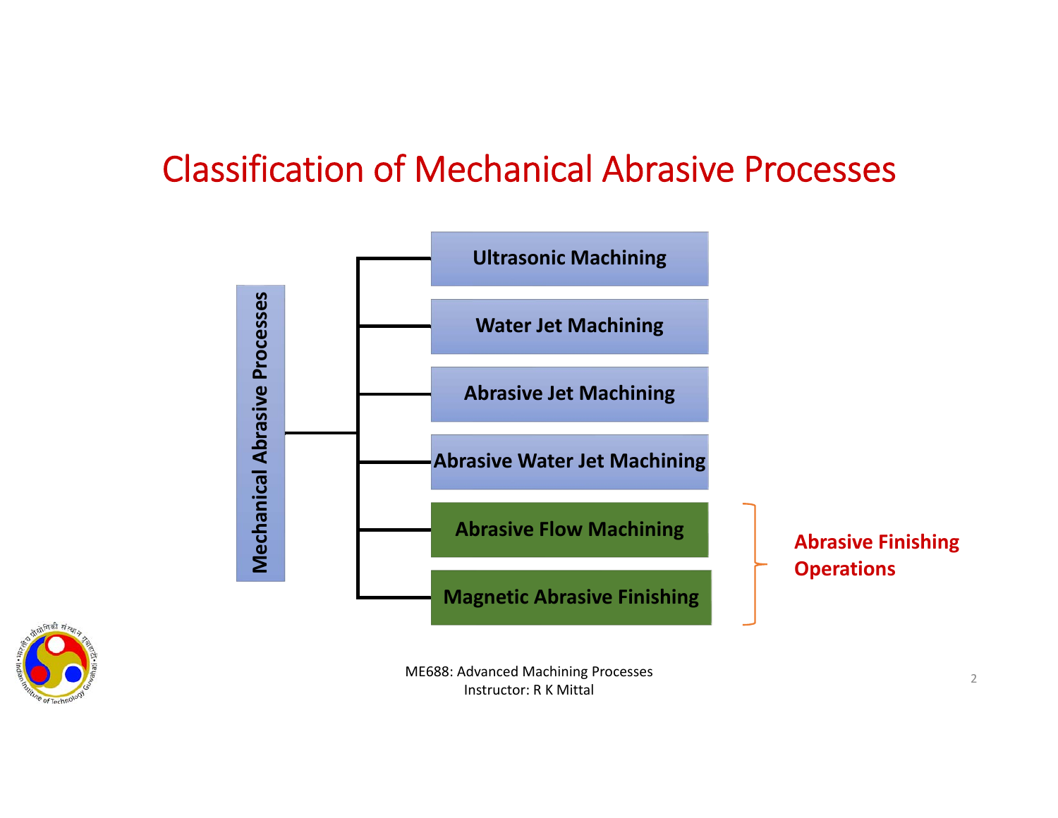# Classification of Mechanical Abrasive Processes

**Mechanical Abrasive Processes**

- **Ultrasonic Machining**
- **Water Jet Machining**
- **Abrasive Jet Machining**
- **Abrasive Water Jet Machining**
- **Abrasive Flow Machining**
- **Magnetic Abrasive Finishing**

**Abrasive Finishing Operations** (Abrasive Flow Machining, Magnetic Abrasive Finishing)

ME688: Advanced Machining Processes
Instructor: R K Mittal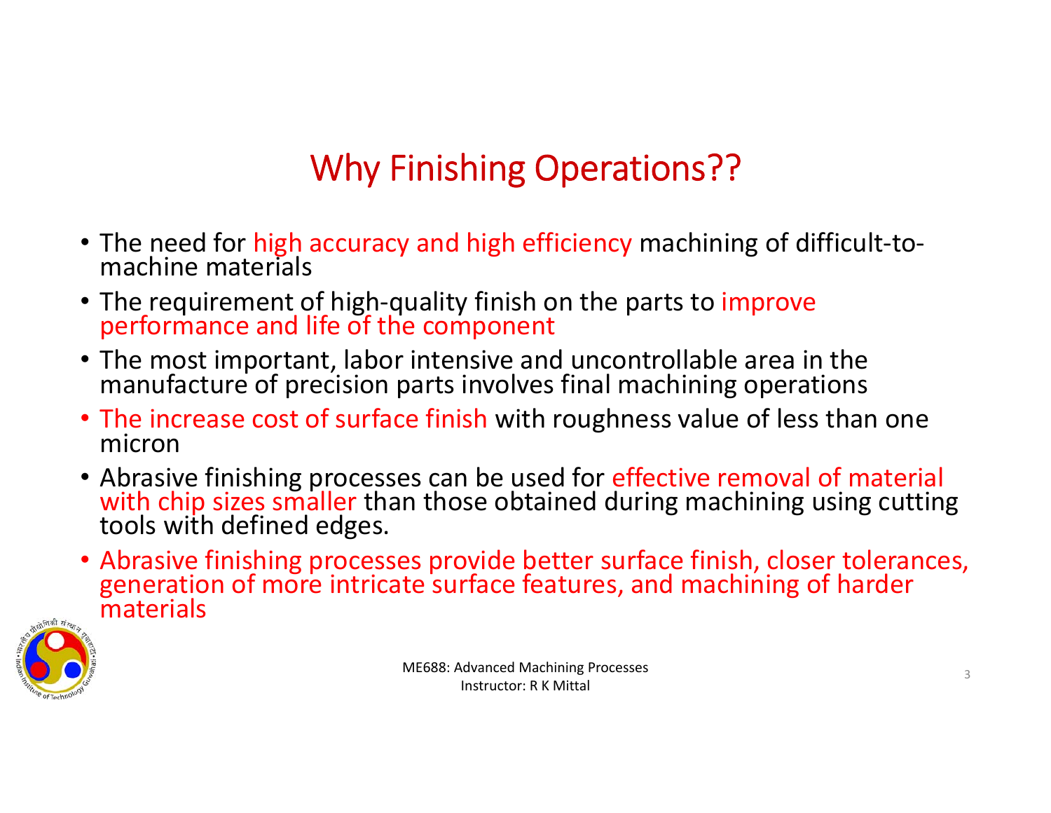# Why Finishing Operations??

- The need for high accuracy and high efficiency machining of difficult-to-machine materials
- The requirement of high-quality finish on the parts to improve performance and life of the component
- The most important, labor intensive and uncontrollable area in the manufacture of precision parts involves final machining operations
- The increase cost of surface finish with roughness value of less than one micron
- Abrasive finishing processes can be used for effective removal of material with chip sizes smaller than those obtained during machining using cutting tools with defined edges.
- Abrasive finishing processes provide better surface finish, closer tolerances, generation of more intricate surface features, and machining of harder materials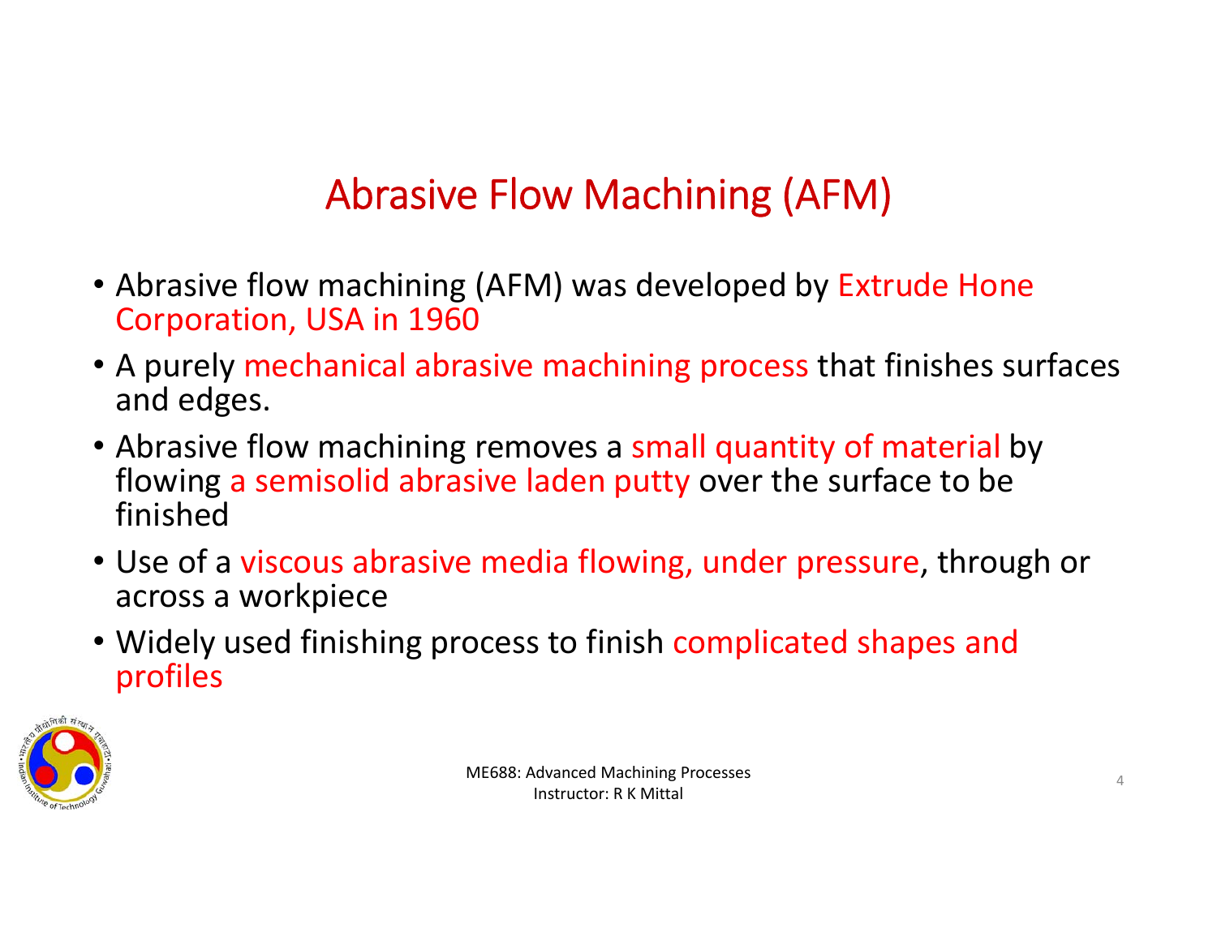# Abrasive Flow Machining (AFM)

- Abrasive flow machining (AFM) was developed by Extrude Hone Corporation, USA in 1960
- A purely mechanical abrasive machining process that finishes surfaces and edges.
- Abrasive flow machining removes a small quantity of material by flowing a semisolid abrasive laden putty over the surface to be finished
- Use of a viscous abrasive media flowing, under pressure, through or across a workpiece
- Widely used finishing process to finish complicated shapes and profiles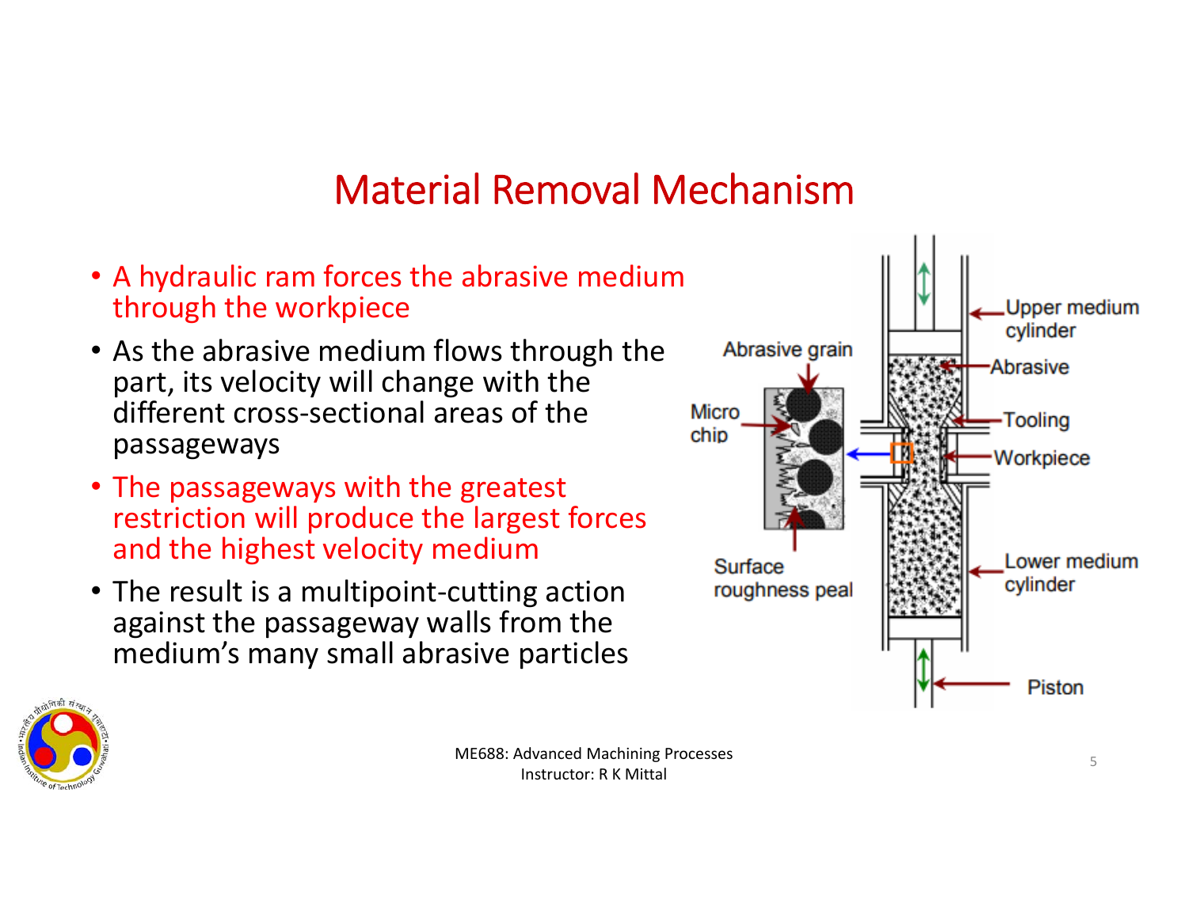# Material Removal Mechanism

- A hydraulic ram forces the abrasive medium through the workpiece
- As the abrasive medium flows through the part, its velocity will change with the different cross-sectional areas of the passageways
- The passageways with the greatest restriction will produce the largest forces and the highest velocity medium
- The result is a multipoint-cutting action against the passageway walls from the medium's many small abrasive particles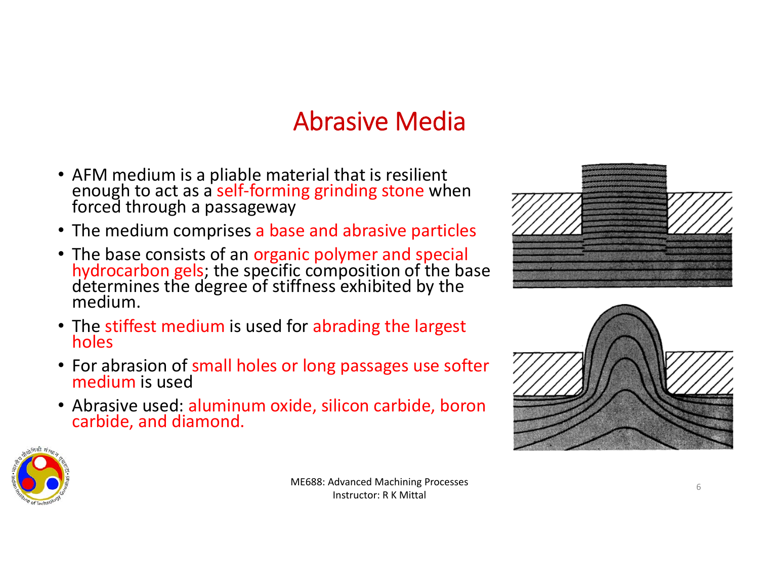# Abrasive Media

- AFM medium is a pliable material that is resilient enough to act as a self-forming grinding stone when forced through a passageway
- The medium comprises a base and abrasive particles
- The base consists of an organic polymer and special hydrocarbon gels; the specific composition of the base determines the degree of stiffness exhibited by the medium.
- The stiffest medium is used for abrading the largest holes
- For abrasion of small holes or long passages use softer medium is used
- Abrasive used: aluminum oxide, silicon carbide, boron carbide, and diamond.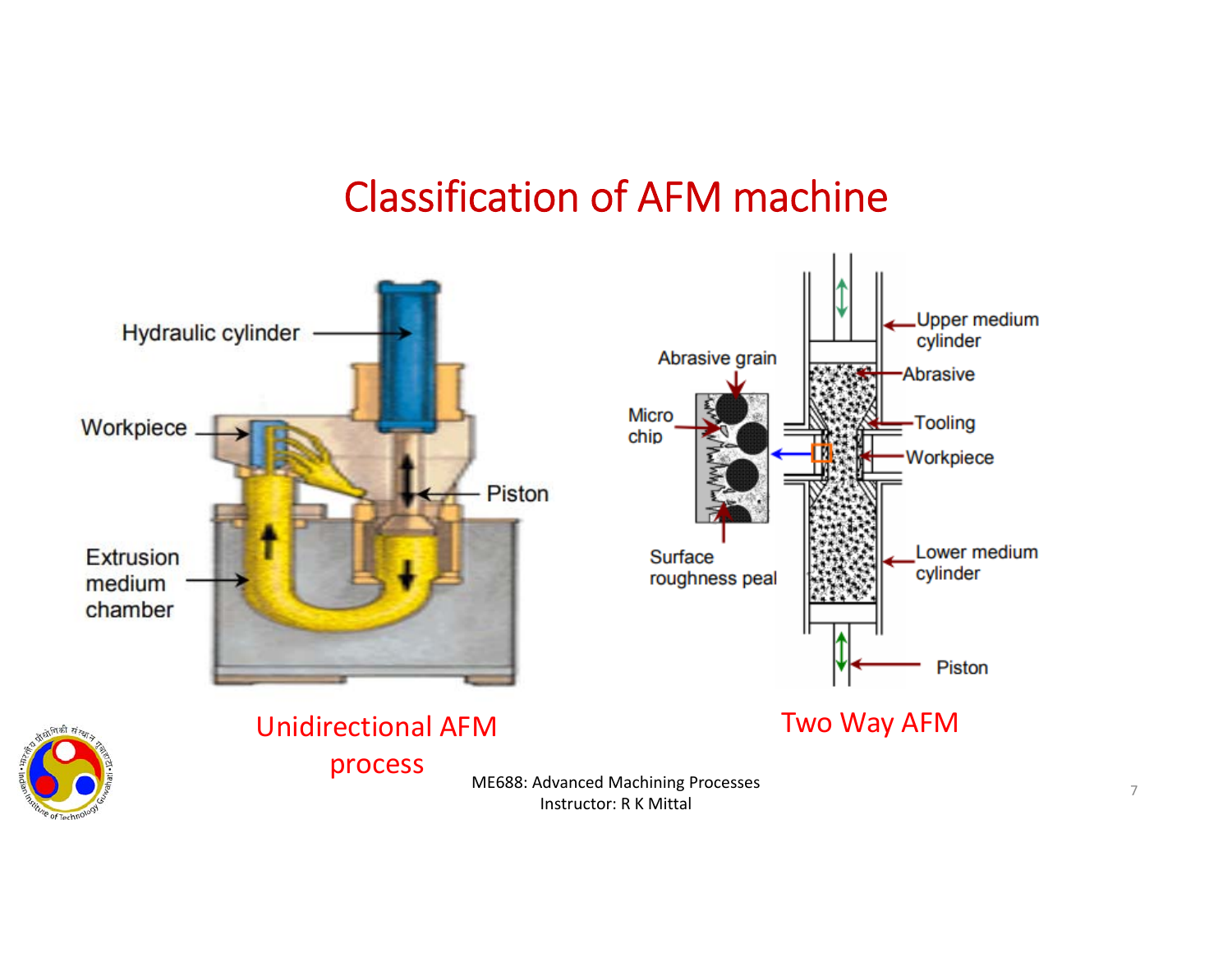# Classification of AFM machine

Hydraulic cylinder

Workpiece

Piston

Extrusion medium chamber

Unidirectional AFM process

Abrasive grain

Micro chip

Surface roughness peal

Upper medium cylinder

Abrasive

Tooling

Workpiece

Lower medium cylinder

Piston

Two Way AFM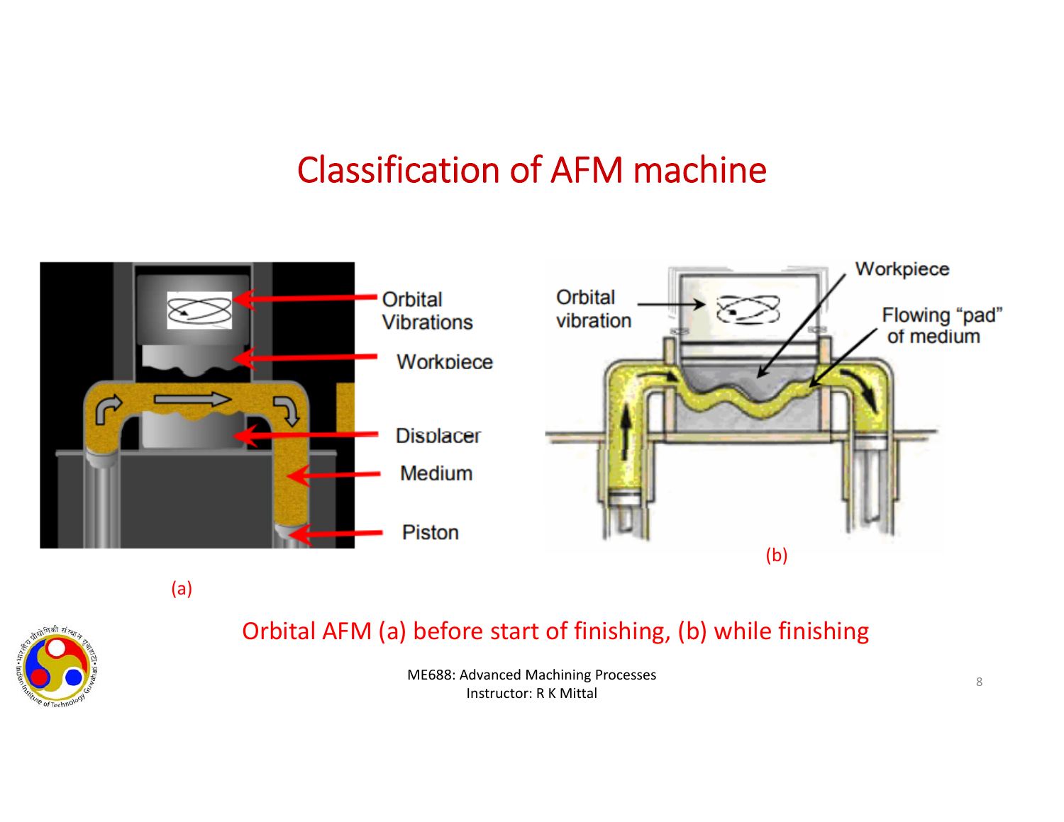# Classification of AFM machine

Orbital Vibrations

Workpiece

Displacer

Medium

Piston

(a)

Orbital vibration

Workpiece

Flowing "pad" of medium

(b)

Orbital AFM (a) before start of finishing, (b) while finishing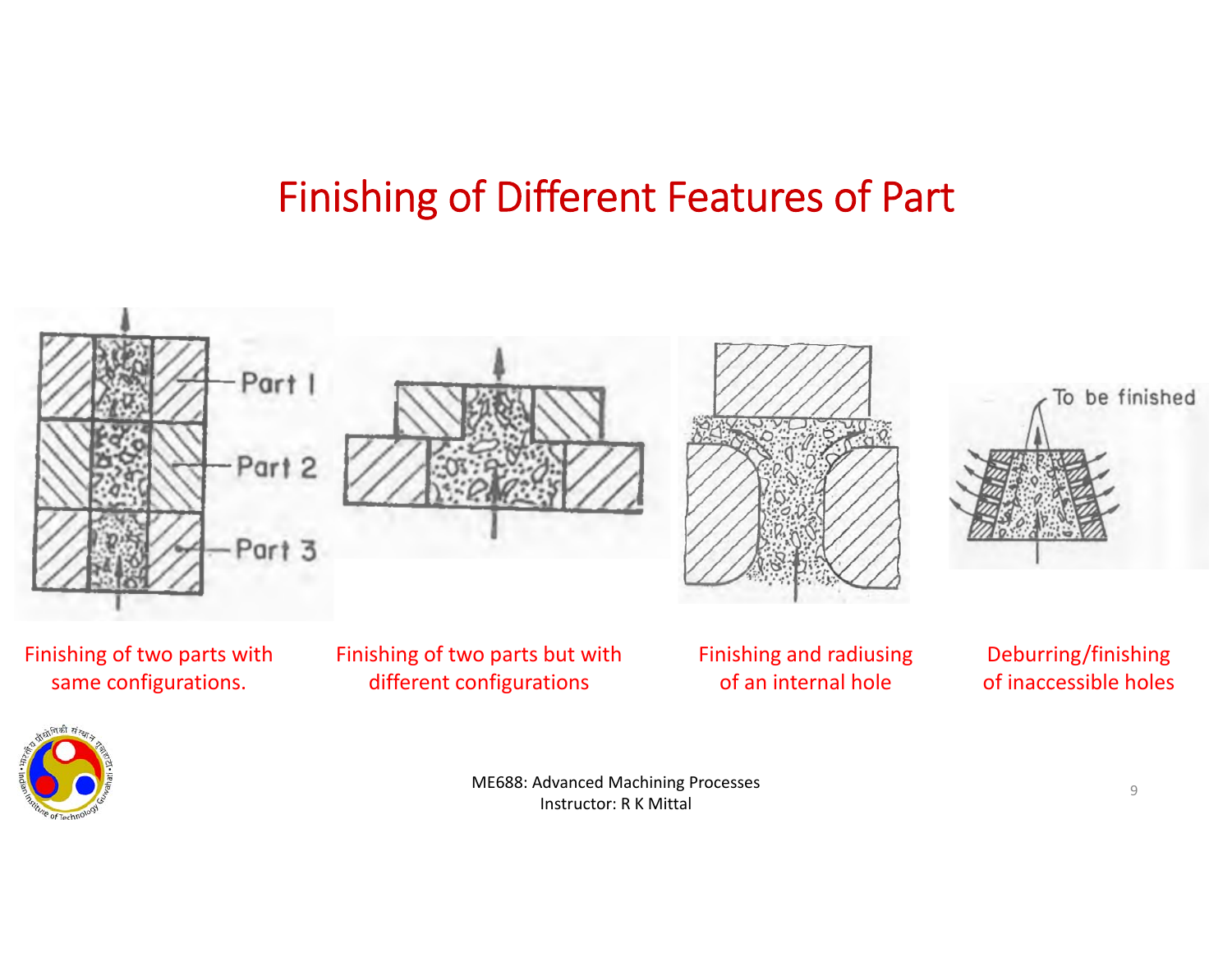# Finishing of Different Features of Part

Part 1

Part 2

Part 3

To be finished

Finishing of two parts with same configurations.

Finishing of two parts but with different configurations

Finishing and radiusing of an internal hole

Deburring/finishing of inaccessible holes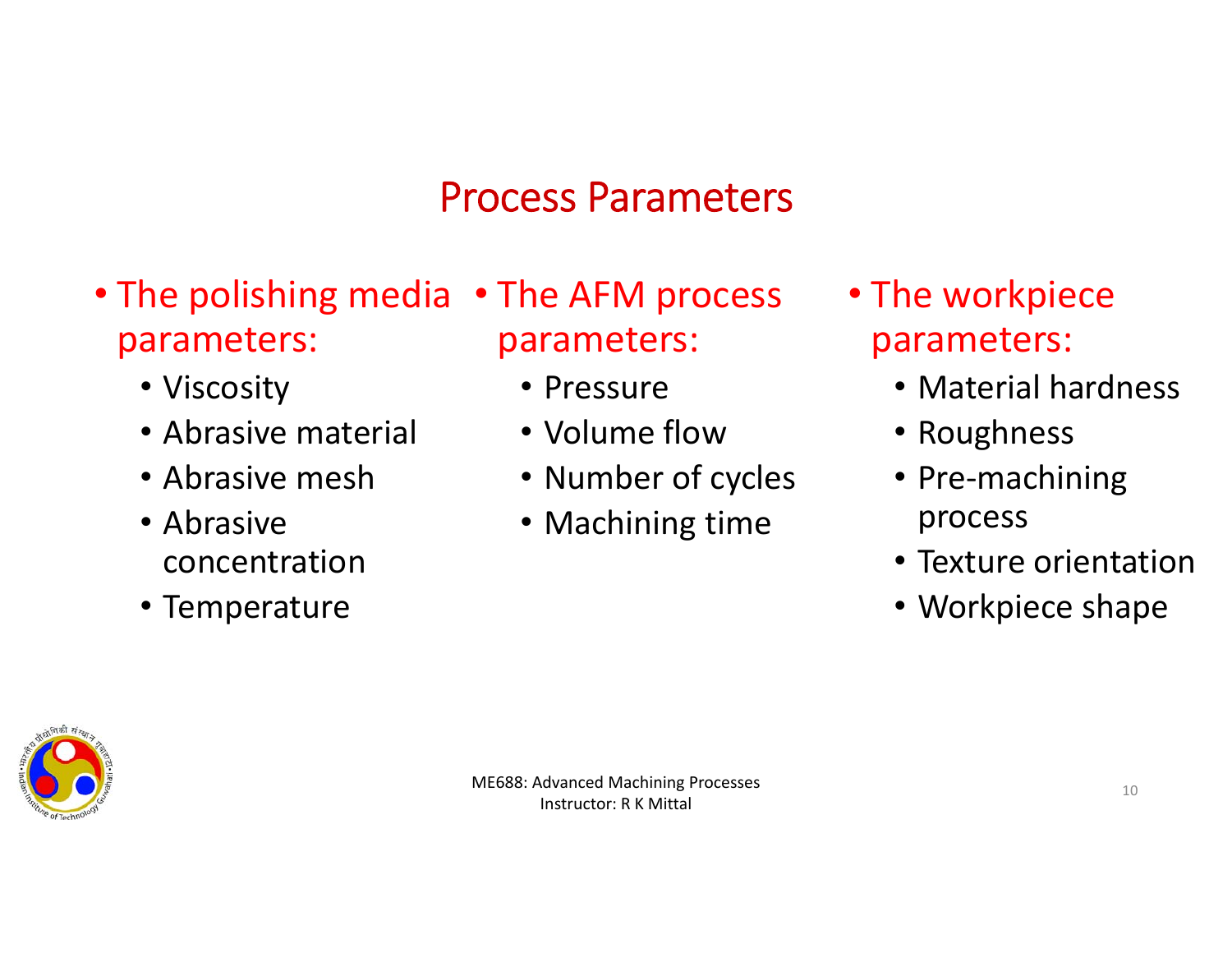# Process Parameters

- The polishing media parameters:
  - Viscosity
  - Abrasive material
  - Abrasive mesh
  - Abrasive concentration
  - Temperature

- The AFM process parameters:
  - Pressure
  - Volume flow
  - Number of cycles
  - Machining time

- The workpiece parameters:
  - Material hardness
  - Roughness
  - Pre-machining process
  - Texture orientation
  - Workpiece shape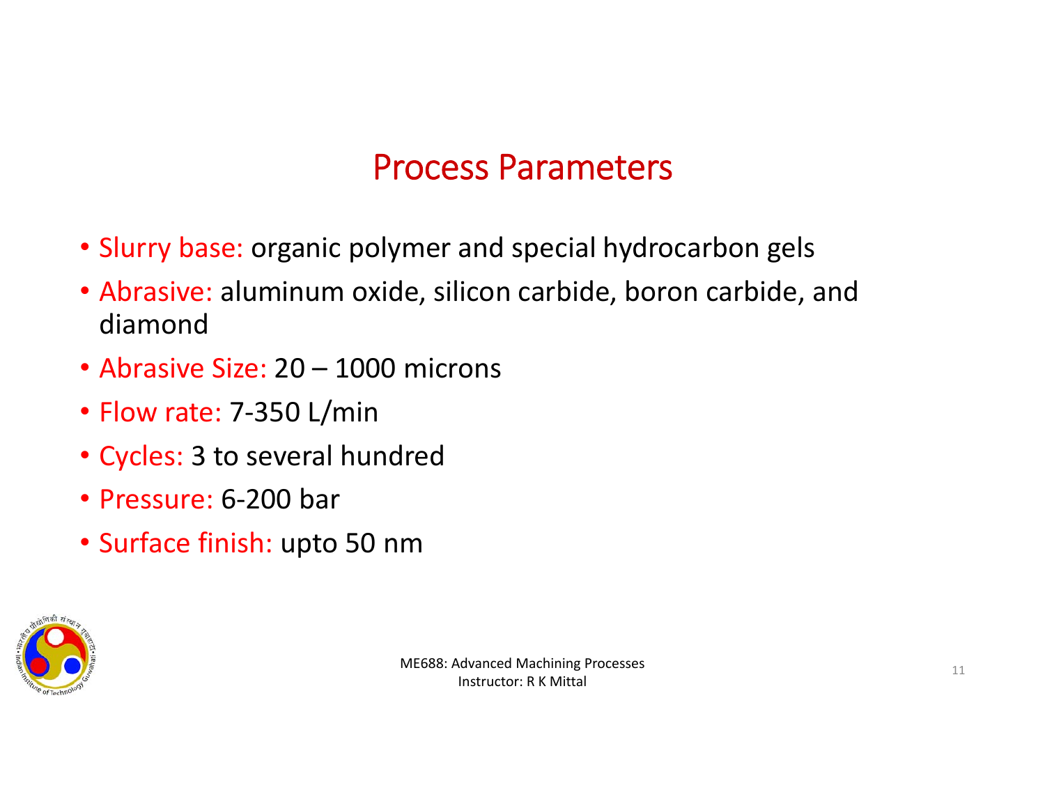# Process Parameters

- Slurry base: organic polymer and special hydrocarbon gels
- Abrasive: aluminum oxide, silicon carbide, boron carbide, and diamond
- Abrasive Size: 20 – 1000 microns
- Flow rate: 7-350 L/min
- Cycles: 3 to several hundred
- Pressure: 6-200 bar
- Surface finish: upto 50 nm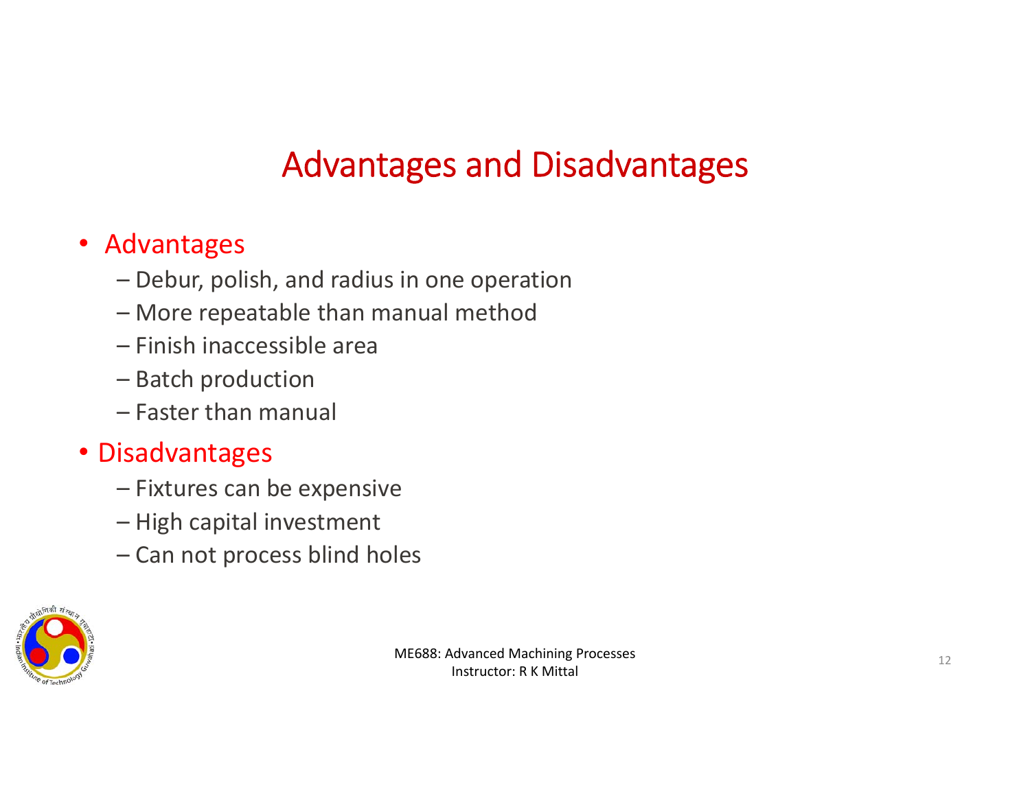# Advantages and Disadvantages

- Advantages
  - Debur, polish, and radius in one operation
  - More repeatable than manual method
  - Finish inaccessible area
  - Batch production
  - Faster than manual
- Disadvantages
  - Fixtures can be expensive
  - High capital investment
  - Can not process blind holes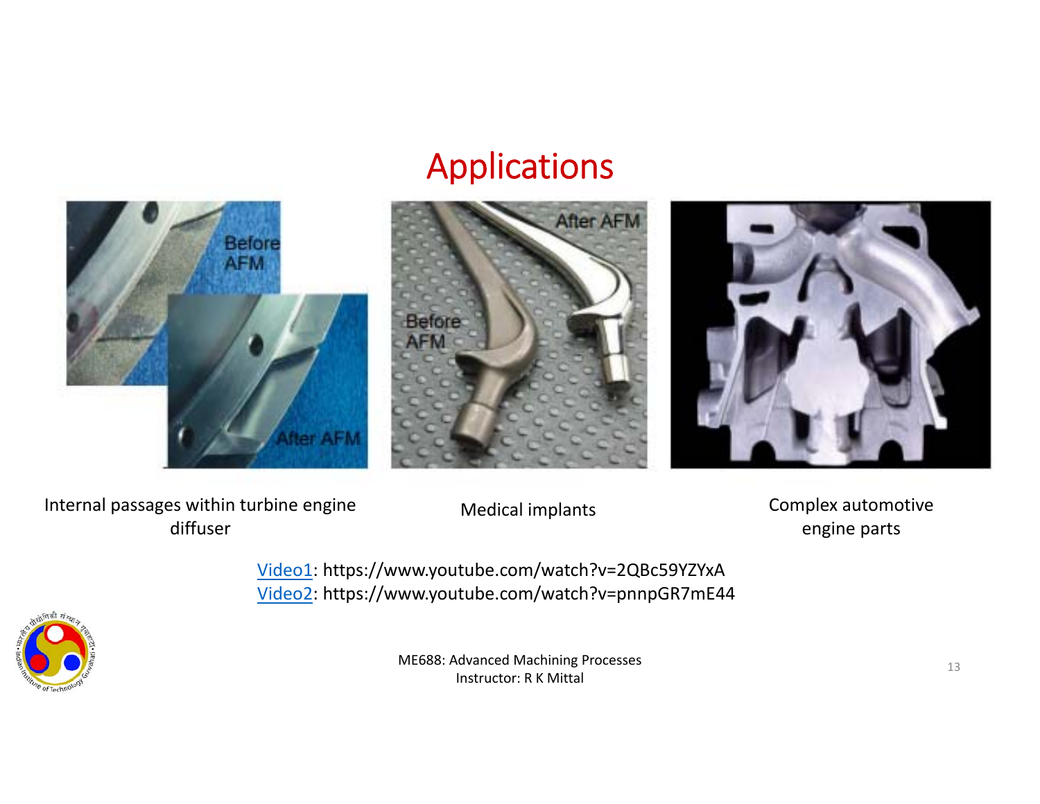# Applications

Internal passages within turbine engine diffuser

Medical implants

Complex automotive engine parts

Video1: https://www.youtube.com/watch?v=2QBc59YZYxA
Video2: https://www.youtube.com/watch?v=pnnpGR7mE44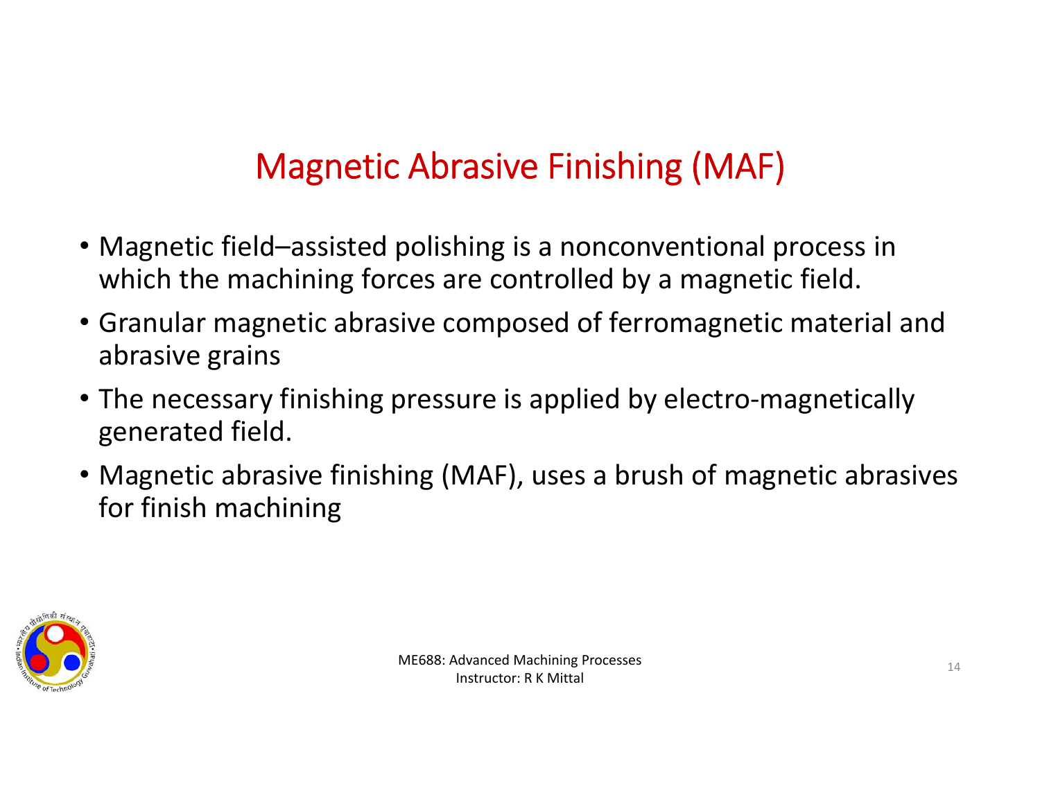# Magnetic Abrasive Finishing (MAF)

- Magnetic field–assisted polishing is a nonconventional process in which the machining forces are controlled by a magnetic field.
- Granular magnetic abrasive composed of ferromagnetic material and abrasive grains
- The necessary finishing pressure is applied by electro-magnetically generated field.
- Magnetic abrasive finishing (MAF), uses a brush of magnetic abrasives for finish machining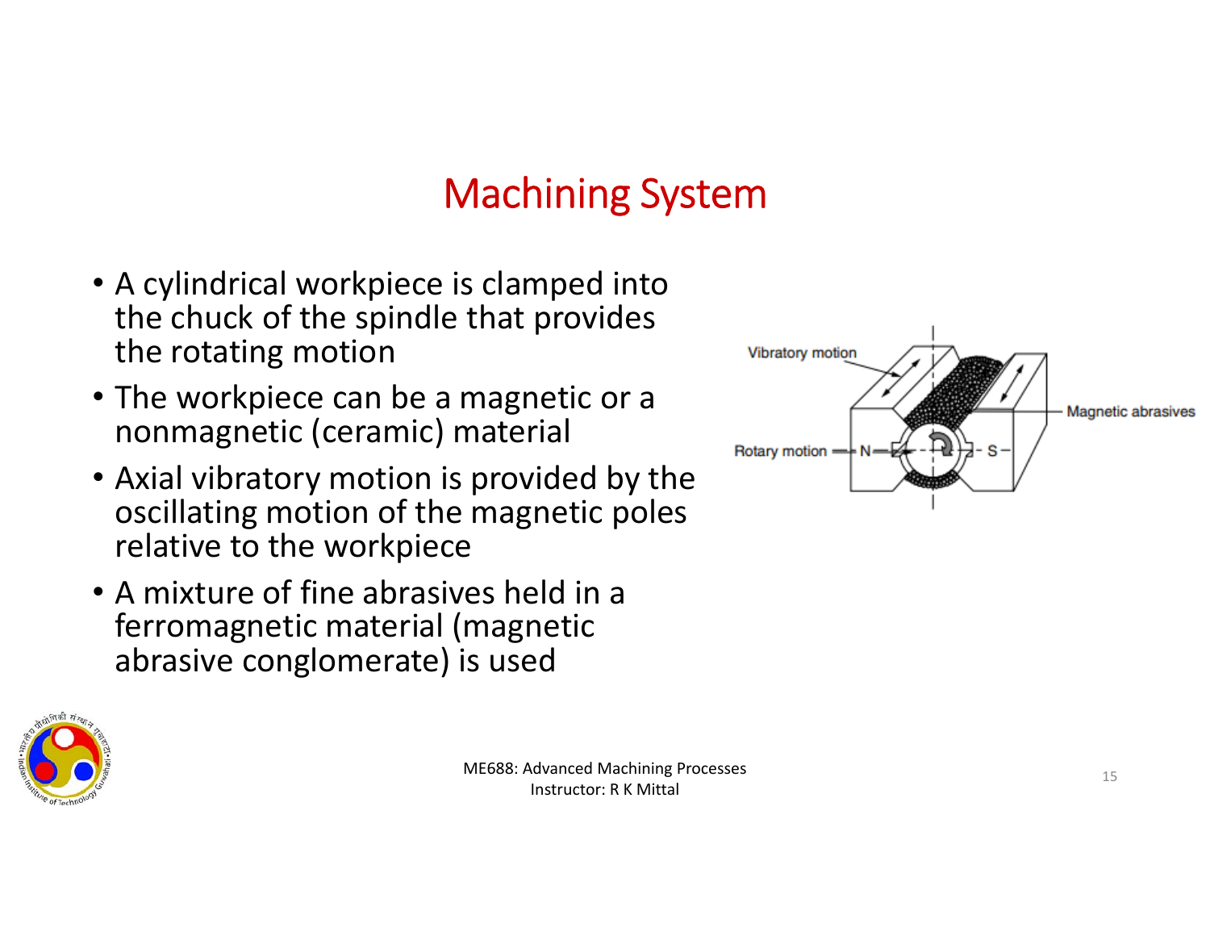# Machining System

- A cylindrical workpiece is clamped into the chuck of the spindle that provides the rotating motion
- The workpiece can be a magnetic or a nonmagnetic (ceramic) material
- Axial vibratory motion is provided by the oscillating motion of the magnetic poles relative to the workpiece
- A mixture of fine abrasives held in a ferromagnetic material (magnetic abrasive conglomerate) is used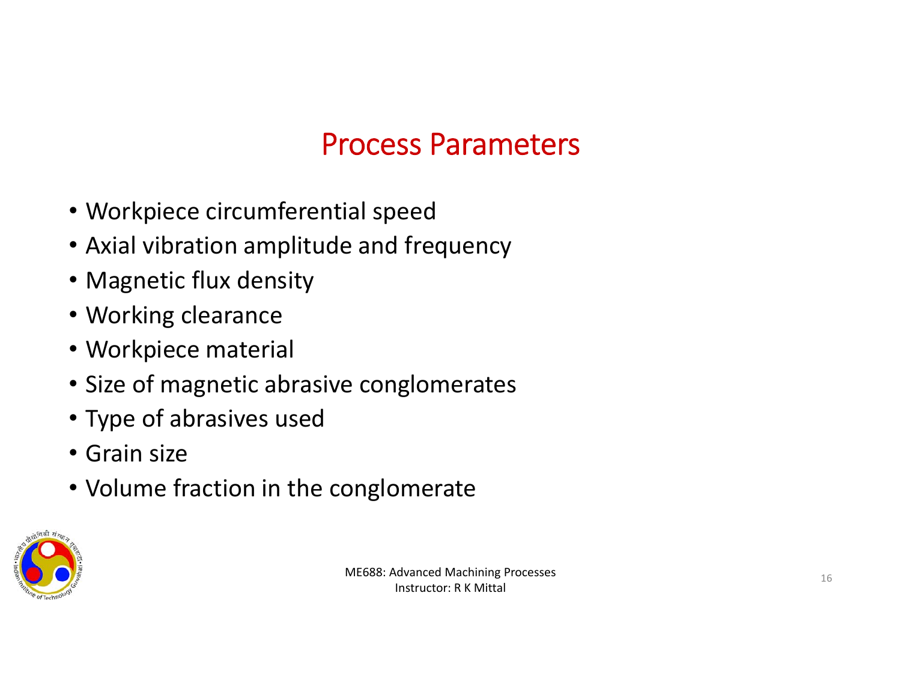# Process Parameters

- Workpiece circumferential speed
- Axial vibration amplitude and frequency
- Magnetic flux density
- Working clearance
- Workpiece material
- Size of magnetic abrasive conglomerates
- Type of abrasives used
- Grain size
- Volume fraction in the conglomerate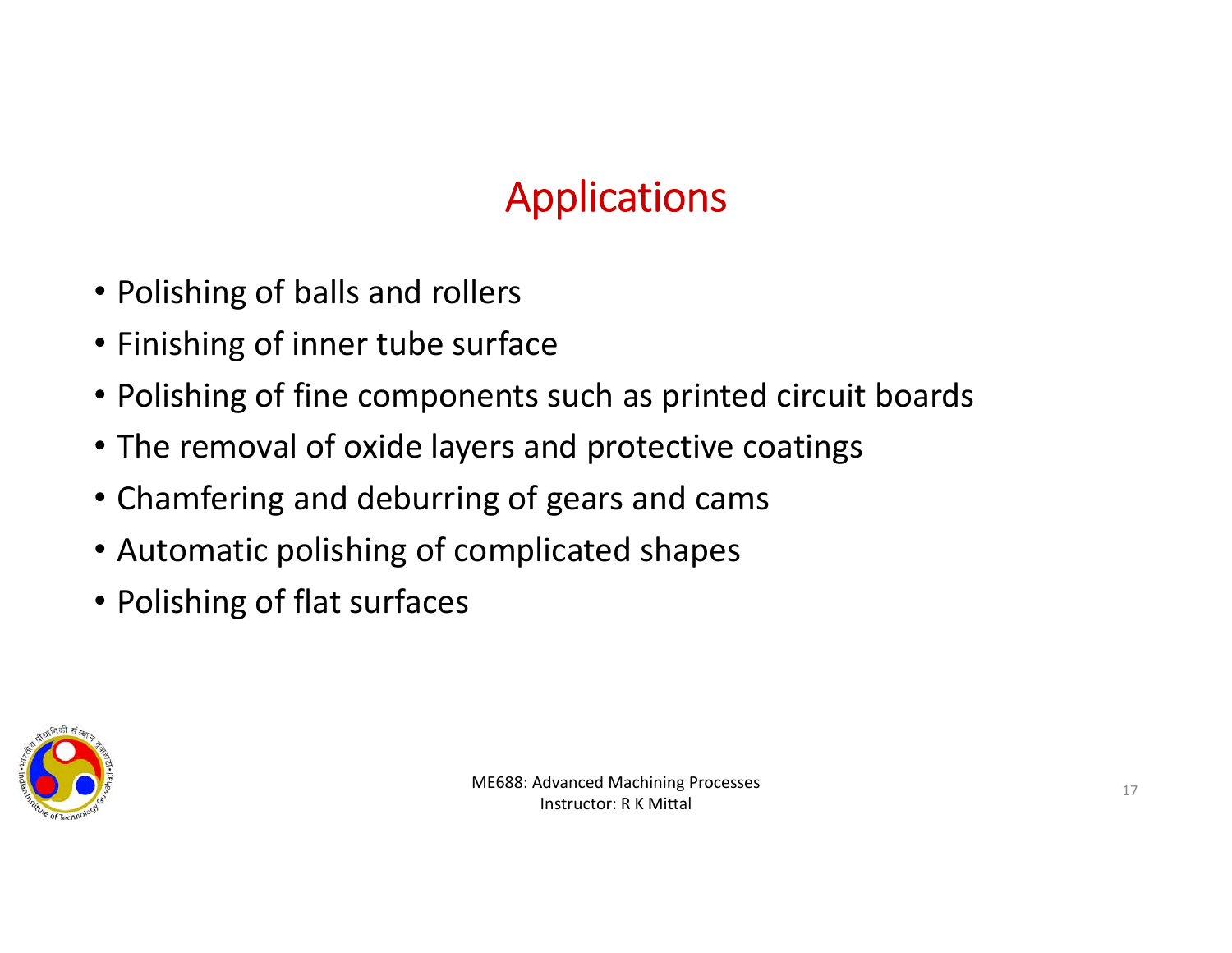# Applications

- Polishing of balls and rollers
- Finishing of inner tube surface
- Polishing of fine components such as printed circuit boards
- The removal of oxide layers and protective coatings
- Chamfering and deburring of gears and cams
- Automatic polishing of complicated shapes
- Polishing of flat surfaces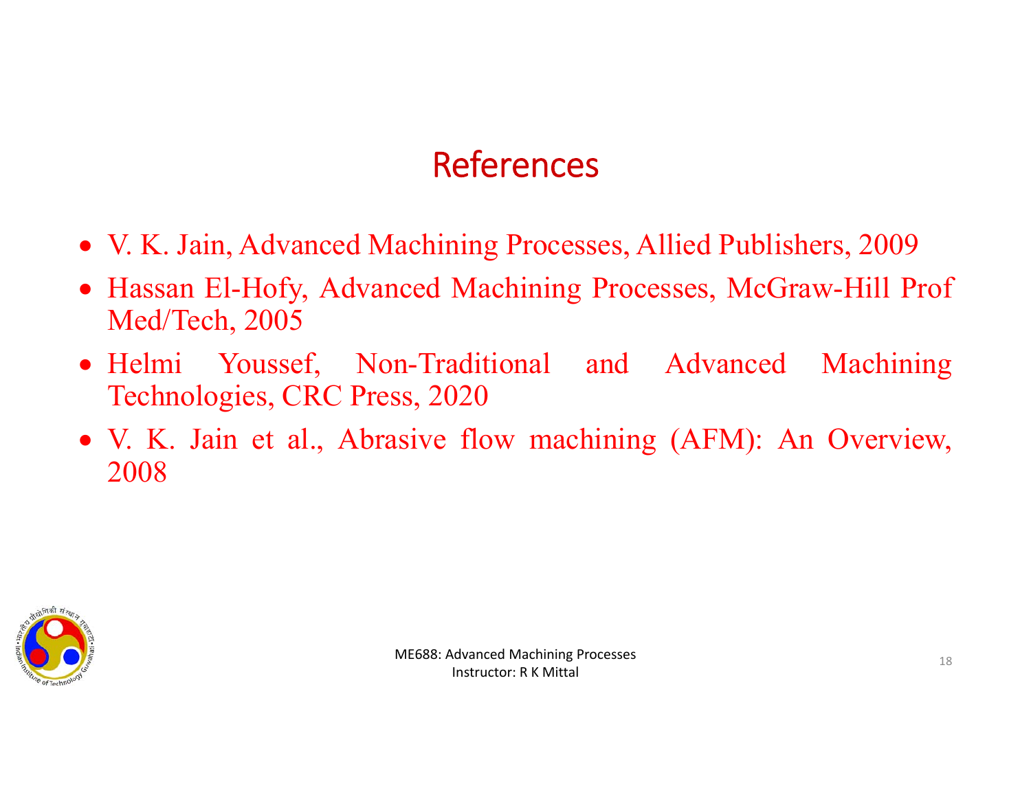# References

- V. K. Jain, Advanced Machining Processes, Allied Publishers, 2009
- Hassan El-Hofy, Advanced Machining Processes, McGraw-Hill Prof Med/Tech, 2005
- Helmi Youssef, Non-Traditional and Advanced Machining Technologies, CRC Press, 2020
- V. K. Jain et al., Abrasive flow machining (AFM): An Overview, 2008